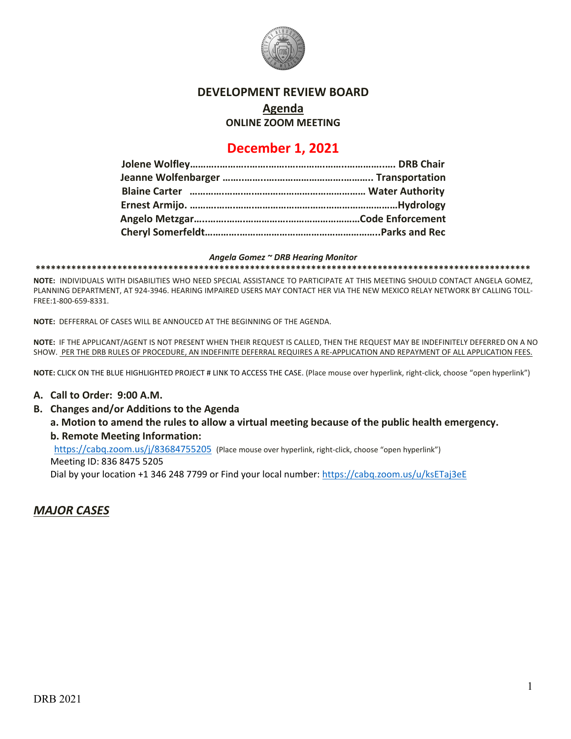# DEVELOPMENT REVIEW BOARD

## Agenda

**ONLINE ZOOM MEETING**

## December 1, 2021

**Jolene Wolfley……………………………………………………………. DRB Chair**
**Jeanne Wolfenbarger ……………………………………………….. Transportation**
**Blaine Carter ……………………………………………………… Water Authority**
**Ernest Armijo. ………………………………………………………………Hydrology**
**Angelo Metzgar………………………………………………………Code Enforcement**
**Cheryl Somerfeldt………………………………………………………..Parks and Rec**

***Angela Gomez ~ DRB Hearing Monitor***

****************************************************************************************************

**NOTE:** INDIVIDUALS WITH DISABILITIES WHO NEED SPECIAL ASSISTANCE TO PARTICIPATE AT THIS MEETING SHOULD CONTACT ANGELA GOMEZ, PLANNING DEPARTMENT, AT 924-3946. HEARING IMPAIRED USERS MAY CONTACT HER VIA THE NEW MEXICO RELAY NETWORK BY CALLING TOLL-FREE:1-800-659-8331.

**NOTE:** DEFFERRAL OF CASES WILL BE ANNOUCED AT THE BEGINNING OF THE AGENDA.

**NOTE:** IF THE APPLICANT/AGENT IS NOT PRESENT WHEN THEIR REQUEST IS CALLED, THEN THE REQUEST MAY BE INDEFINITELY DEFERRED ON A NO SHOW. PER THE DRB RULES OF PROCEDURE, AN INDEFINITE DEFERRAL REQUIRES A RE-APPLICATION AND REPAYMENT OF ALL APPLICATION FEES.

**NOTE:** CLICK ON THE BLUE HIGHLIGHTED PROJECT # LINK TO ACCESS THE CASE. (Place mouse over hyperlink, right-click, choose "open hyperlink")

**A. Call to Order: 9:00 A.M.**

**B. Changes and/or Additions to the Agenda**

**a. Motion to amend the rules to allow a virtual meeting because of the public health emergency.**

**b. Remote Meeting Information:**

https://cabq.zoom.us/j/83684755205 (Place mouse over hyperlink, right-click, choose "open hyperlink")
Meeting ID: 836 8475 5205
Dial by your location +1 346 248 7799 or Find your local number: https://cabq.zoom.us/u/ksETaj3eE

## ***MAJOR CASES***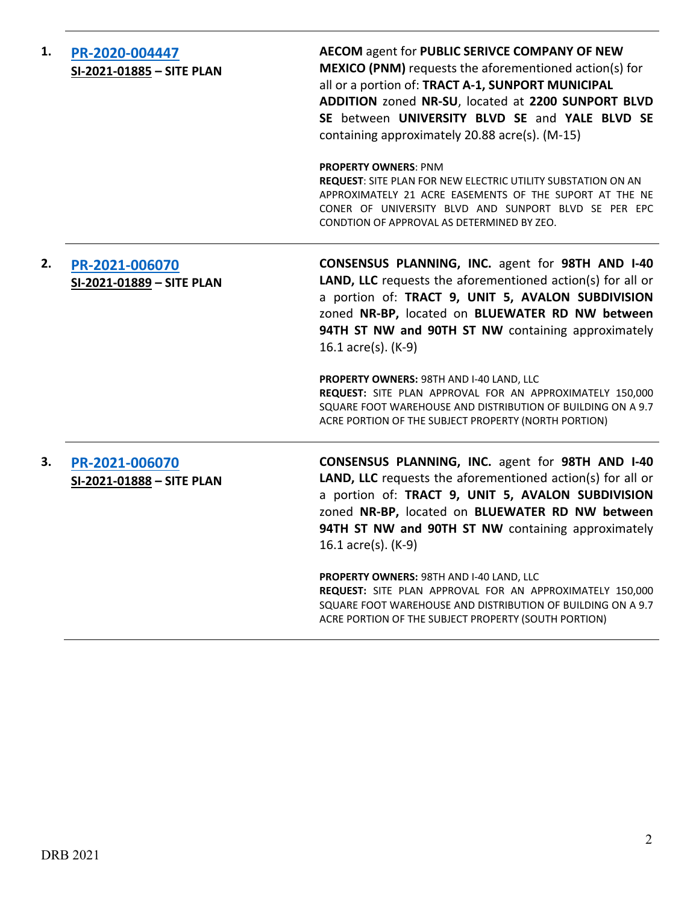1. **PR-2020-004447**
   **SI-2021-01885 – SITE PLAN**

   **AECOM** agent for **PUBLIC SERIVCE COMPANY OF NEW MEXICO (PNM)** requests the aforementioned action(s) for all or a portion of: **TRACT A-1, SUNPORT MUNICIPAL ADDITION** zoned **NR-SU**, located at **2200 SUNPORT BLVD SE** between **UNIVERSITY BLVD SE** and **YALE BLVD SE** containing approximately 20.88 acre(s). (M-15)

   **PROPERTY OWNERS**: PNM
   **REQUEST**: SITE PLAN FOR NEW ELECTRIC UTILITY SUBSTATION ON AN APPROXIMATELY 21 ACRE EASEMENTS OF THE SUPORT AT THE NE CONER OF UNIVERSITY BLVD AND SUNPORT BLVD SE PER EPC CONDTION OF APPROVAL AS DETERMINED BY ZEO.

2. **PR-2021-006070**
   **SI-2021-01889 – SITE PLAN**

   **CONSENSUS PLANNING, INC.** agent for **98TH AND I-40 LAND, LLC** requests the aforementioned action(s) for all or a portion of: **TRACT 9, UNIT 5, AVALON SUBDIVISION** zoned **NR-BP,** located on **BLUEWATER RD NW between 94TH ST NW and 90TH ST NW** containing approximately 16.1 acre(s). (K-9)

   **PROPERTY OWNERS:** 98TH AND I-40 LAND, LLC
   **REQUEST:** SITE PLAN APPROVAL FOR AN APPROXIMATELY 150,000 SQUARE FOOT WAREHOUSE AND DISTRIBUTION OF BUILDING ON A 9.7 ACRE PORTION OF THE SUBJECT PROPERTY (NORTH PORTION)

3. **PR-2021-006070**
   **SI-2021-01888 – SITE PLAN**

   **CONSENSUS PLANNING, INC.** agent for **98TH AND I-40 LAND, LLC** requests the aforementioned action(s) for all or a portion of: **TRACT 9, UNIT 5, AVALON SUBDIVISION** zoned **NR-BP,** located on **BLUEWATER RD NW between 94TH ST NW and 90TH ST NW** containing approximately 16.1 acre(s). (K-9)

   **PROPERTY OWNERS:** 98TH AND I-40 LAND, LLC
   **REQUEST:** SITE PLAN APPROVAL FOR AN APPROXIMATELY 150,000 SQUARE FOOT WAREHOUSE AND DISTRIBUTION OF BUILDING ON A 9.7 ACRE PORTION OF THE SUBJECT PROPERTY (SOUTH PORTION)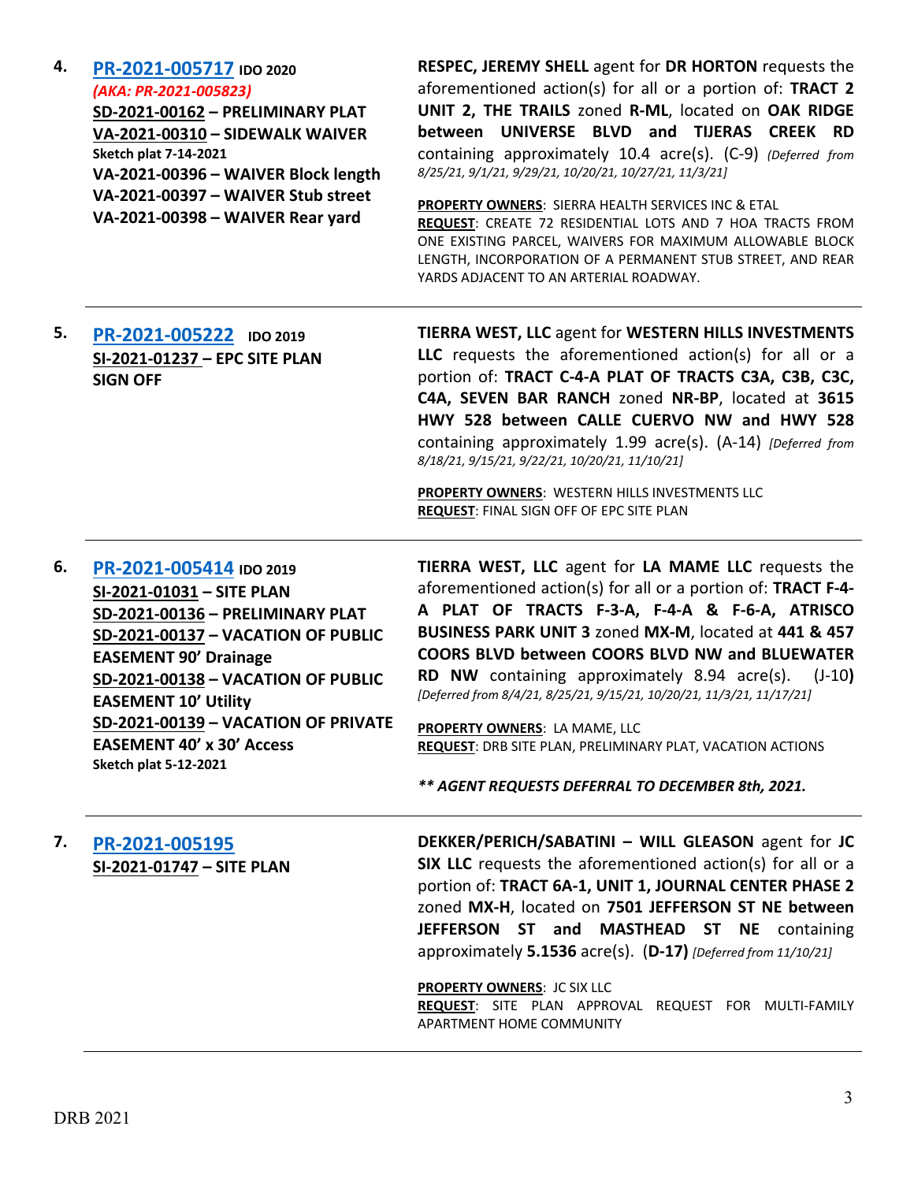4. **[PR-2021-005717](#) IDO 2020**
*(AKA: PR-2021-005823)*
**SD-2021-00162 – PRELIMINARY PLAT**
**VA-2021-00310 – SIDEWALK WAIVER**
**Sketch plat 7-14-2021**
**VA-2021-00396 – WAIVER Block length**
**VA-2021-00397 – WAIVER Stub street**
**VA-2021-00398 – WAIVER Rear yard**

**RESPEC, JEREMY SHELL** agent for **DR HORTON** requests the aforementioned action(s) for all or a portion of: **TRACT 2 UNIT 2, THE TRAILS** zoned **R-ML**, located on **OAK RIDGE between UNIVERSE BLVD and TIJERAS CREEK RD** containing approximately 10.4 acre(s). (C-9) *(Deferred from 8/25/21, 9/1/21, 9/29/21, 10/20/21, 10/27/21, 11/3/21]*

**PROPERTY OWNERS**: SIERRA HEALTH SERVICES INC & ETAL
**REQUEST**: CREATE 72 RESIDENTIAL LOTS AND 7 HOA TRACTS FROM ONE EXISTING PARCEL, WAIVERS FOR MAXIMUM ALLOWABLE BLOCK LENGTH, INCORPORATION OF A PERMANENT STUB STREET, AND REAR YARDS ADJACENT TO AN ARTERIAL ROADWAY.

---

5. **[PR-2021-005222](#) IDO 2019**
**SI-2021-01237 – EPC SITE PLAN SIGN OFF**

**TIERRA WEST, LLC** agent for **WESTERN HILLS INVESTMENTS LLC** requests the aforementioned action(s) for all or a portion of: **TRACT C-4-A PLAT OF TRACTS C3A, C3B, C3C, C4A, SEVEN BAR RANCH** zoned **NR-BP**, located at **3615 HWY 528 between CALLE CUERVO NW and HWY 528** containing approximately 1.99 acre(s). (A-14) *[Deferred from 8/18/21, 9/15/21, 9/22/21, 10/20/21, 11/10/21]*

**PROPERTY OWNERS**: WESTERN HILLS INVESTMENTS LLC
**REQUEST**: FINAL SIGN OFF OF EPC SITE PLAN

---

6. **[PR-2021-005414](#) IDO 2019**
**SI-2021-01031 – SITE PLAN**
**SD-2021-00136 – PRELIMINARY PLAT**
**SD-2021-00137 – VACATION OF PUBLIC EASEMENT 90' Drainage**
**SD-2021-00138 – VACATION OF PUBLIC EASEMENT 10' Utility**
**SD-2021-00139 – VACATION OF PRIVATE EASEMENT 40' x 30' Access**
**Sketch plat 5-12-2021**

**TIERRA WEST, LLC** agent for **LA MAME LLC** requests the aforementioned action(s) for all or a portion of: **TRACT F-4-A PLAT OF TRACTS F-3-A, F-4-A & F-6-A, ATRISCO BUSINESS PARK UNIT 3** zoned **MX-M**, located at **441 & 457 COORS BLVD between COORS BLVD NW and BLUEWATER RD NW** containing approximately 8.94 acre(s). (J-10**)** *[Deferred from 8/4/21, 8/25/21, 9/15/21, 10/20/21, 11/3/21, 11/17/21]*

**PROPERTY OWNERS**: LA MAME, LLC
**REQUEST**: DRB SITE PLAN, PRELIMINARY PLAT, VACATION ACTIONS

***\*\* AGENT REQUESTS DEFERRAL TO DECEMBER 8th, 2021.***

---

7. **[PR-2021-005195](#)**
**SI-2021-01747 – SITE PLAN**

**DEKKER/PERICH/SABATINI – WILL GLEASON** agent for **JC SIX LLC** requests the aforementioned action(s) for all or a portion of: **TRACT 6A-1, UNIT 1, JOURNAL CENTER PHASE 2** zoned **MX-H**, located on **7501 JEFFERSON ST NE between JEFFERSON ST and MASTHEAD ST NE** containing approximately **5.1536** acre(s). (**D-17)** *[Deferred from 11/10/21]*

**PROPERTY OWNERS**: JC SIX LLC
**REQUEST**: SITE PLAN APPROVAL REQUEST FOR MULTI-FAMILY APARTMENT HOME COMMUNITY

---

DRB 2021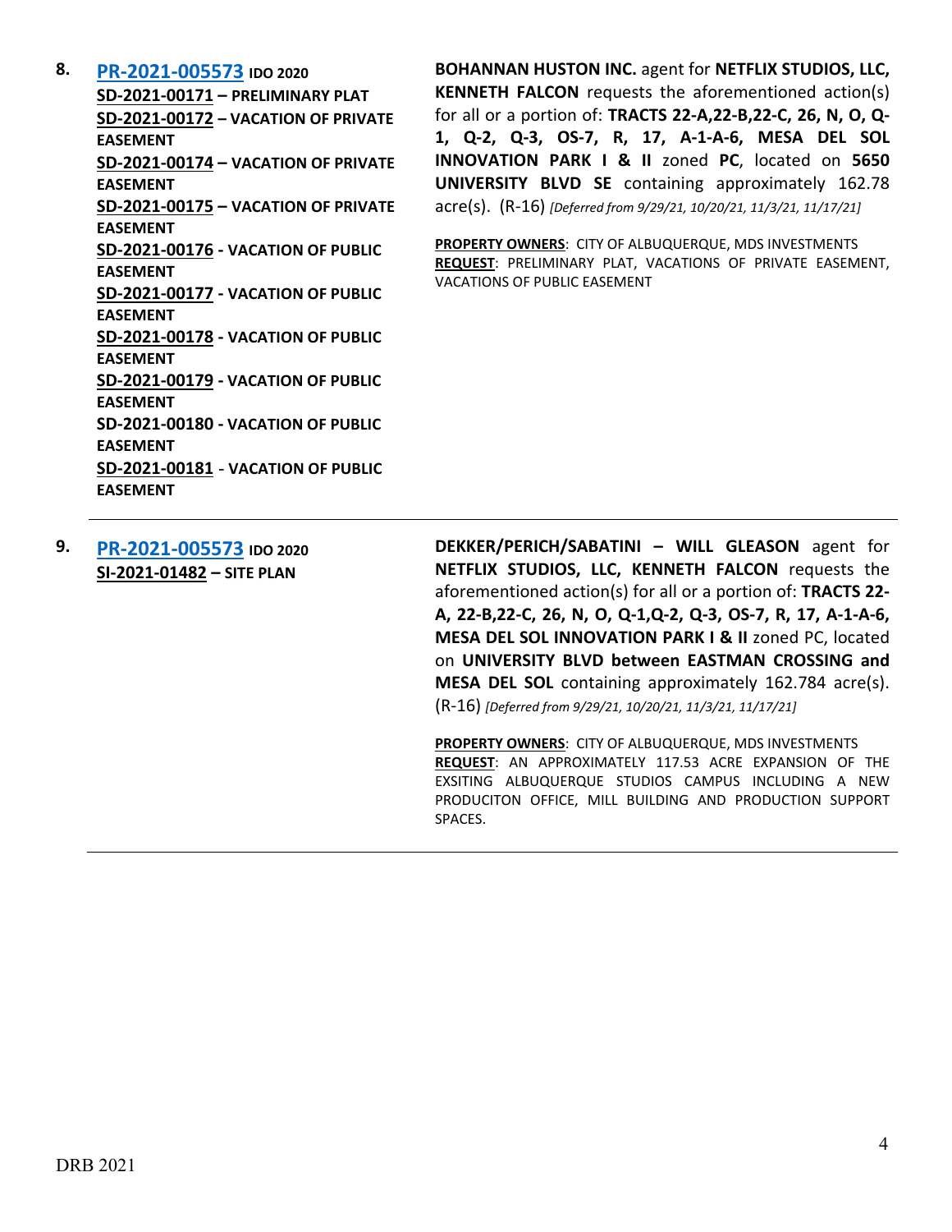**8.** **PR-2021-005573** **IDO 2020**
**SD-2021-00171 – PRELIMINARY PLAT**
**SD-2021-00172 – VACATION OF PRIVATE EASEMENT**
**SD-2021-00174 – VACATION OF PRIVATE EASEMENT**
**SD-2021-00175 – VACATION OF PRIVATE EASEMENT**
**SD-2021-00176 - VACATION OF PUBLIC EASEMENT**
**SD-2021-00177 - VACATION OF PUBLIC EASEMENT**
**SD-2021-00178 - VACATION OF PUBLIC EASEMENT**
**SD-2021-00179 - VACATION OF PUBLIC EASEMENT**
**SD-2021-00180 - VACATION OF PUBLIC EASEMENT**
**SD-2021-00181 - VACATION OF PUBLIC EASEMENT**

**BOHANNAN HUSTON INC.** agent for **NETFLIX STUDIOS, LLC, KENNETH FALCON** requests the aforementioned action(s) for all or a portion of: **TRACTS 22-A,22-B,22-C, 26, N, O, Q-1, Q-2, Q-3, OS-7, R, 17, A-1-A-6, MESA DEL SOL INNOVATION PARK I & II** zoned **PC**, located on **5650 UNIVERSITY BLVD SE** containing approximately 162.78 acre(s). (R-16) *[Deferred from 9/29/21, 10/20/21, 11/3/21, 11/17/21]*

**PROPERTY OWNERS**: CITY OF ALBUQUERQUE, MDS INVESTMENTS
**REQUEST**: PRELIMINARY PLAT, VACATIONS OF PRIVATE EASEMENT, VACATIONS OF PUBLIC EASEMENT

---

**9.** **PR-2021-005573** **IDO 2020**
**SI-2021-01482 – SITE PLAN**

**DEKKER/PERICH/SABATINI – WILL GLEASON** agent for **NETFLIX STUDIOS, LLC, KENNETH FALCON** requests the aforementioned action(s) for all or a portion of: **TRACTS 22-A, 22-B,22-C, 26, N, O, Q-1,Q-2, Q-3, OS-7, R, 17, A-1-A-6, MESA DEL SOL INNOVATION PARK I & II** zoned PC, located on **UNIVERSITY BLVD between EASTMAN CROSSING and MESA DEL SOL** containing approximately 162.784 acre(s). (R-16) *[Deferred from 9/29/21, 10/20/21, 11/3/21, 11/17/21]*

**PROPERTY OWNERS**: CITY OF ALBUQUERQUE, MDS INVESTMENTS
**REQUEST**: AN APPROXIMATELY 117.53 ACRE EXPANSION OF THE EXSITING ALBUQUERQUE STUDIOS CAMPUS INCLUDING A NEW PRODUCITON OFFICE, MILL BUILDING AND PRODUCTION SUPPORT SPACES.

---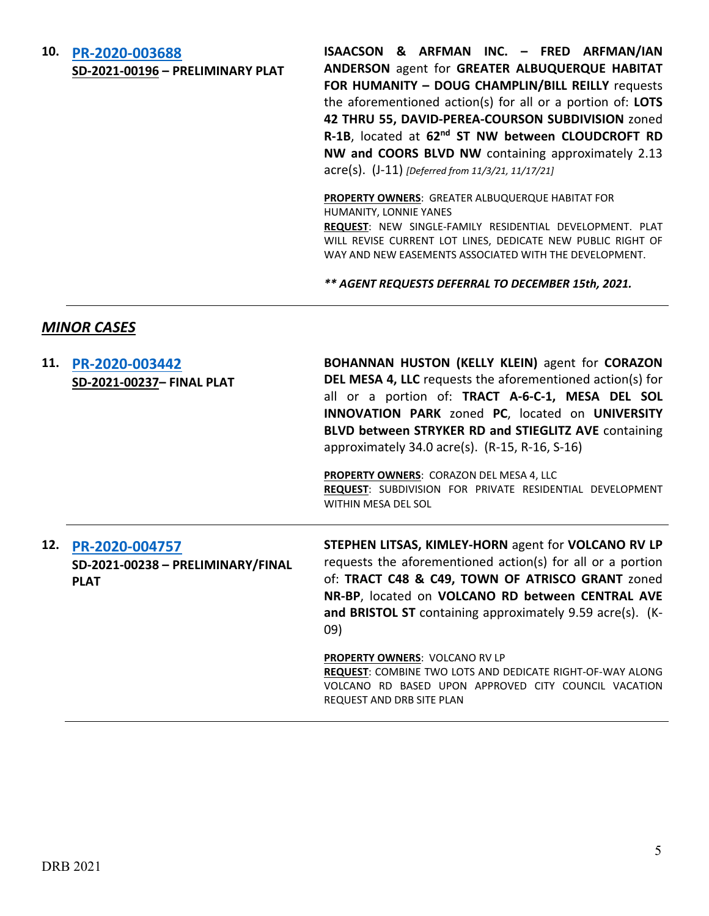**10. [PR-2020-003688](PR-2020-003688)**
**SD-2021-00196 – PRELIMINARY PLAT**

**ISAACSON & ARFMAN INC. – FRED ARFMAN/IAN ANDERSON** agent for **GREATER ALBUQUERQUE HABITAT FOR HUMANITY – DOUG CHAMPLIN/BILL REILLY** requests the aforementioned action(s) for all or a portion of: **LOTS 42 THRU 55, DAVID-PEREA-COURSON SUBDIVISION** zoned **R-1B**, located at **62nd ST NW between CLOUDCROFT RD NW and COORS BLVD NW** containing approximately 2.13 acre(s). (J-11) *[Deferred from 11/3/21, 11/17/21]*

**PROPERTY OWNERS**: GREATER ALBUQUERQUE HABITAT FOR HUMANITY, LONNIE YANES
**REQUEST**: NEW SINGLE-FAMILY RESIDENTIAL DEVELOPMENT. PLAT WILL REVISE CURRENT LOT LINES, DEDICATE NEW PUBLIC RIGHT OF WAY AND NEW EASEMENTS ASSOCIATED WITH THE DEVELOPMENT.

***\*\* AGENT REQUESTS DEFERRAL TO DECEMBER 15th, 2021.***

---

## *MINOR CASES*

**11. [PR-2020-003442](PR-2020-003442)**
**SD-2021-00237– FINAL PLAT**

**BOHANNAN HUSTON (KELLY KLEIN)** agent for **CORAZON DEL MESA 4, LLC** requests the aforementioned action(s) for all or a portion of: **TRACT A-6-C-1, MESA DEL SOL INNOVATION PARK** zoned **PC**, located on **UNIVERSITY BLVD between STRYKER RD and STIEGLITZ AVE** containing approximately 34.0 acre(s). (R-15, R-16, S-16)

**PROPERTY OWNERS**: CORAZON DEL MESA 4, LLC
**REQUEST**: SUBDIVISION FOR PRIVATE RESIDENTIAL DEVELOPMENT WITHIN MESA DEL SOL

---

**12. [PR-2020-004757](PR-2020-004757)**
**SD-2021-00238 – PRELIMINARY/FINAL PLAT**

**STEPHEN LITSAS, KIMLEY-HORN** agent for **VOLCANO RV LP** requests the aforementioned action(s) for all or a portion of: **TRACT C48 & C49, TOWN OF ATRISCO GRANT** zoned **NR-BP**, located on **VOLCANO RD between CENTRAL AVE and BRISTOL ST** containing approximately 9.59 acre(s). (K-09)

**PROPERTY OWNERS**: VOLCANO RV LP
**REQUEST**: COMBINE TWO LOTS AND DEDICATE RIGHT-OF-WAY ALONG VOLCANO RD BASED UPON APPROVED CITY COUNCIL VACATION REQUEST AND DRB SITE PLAN

---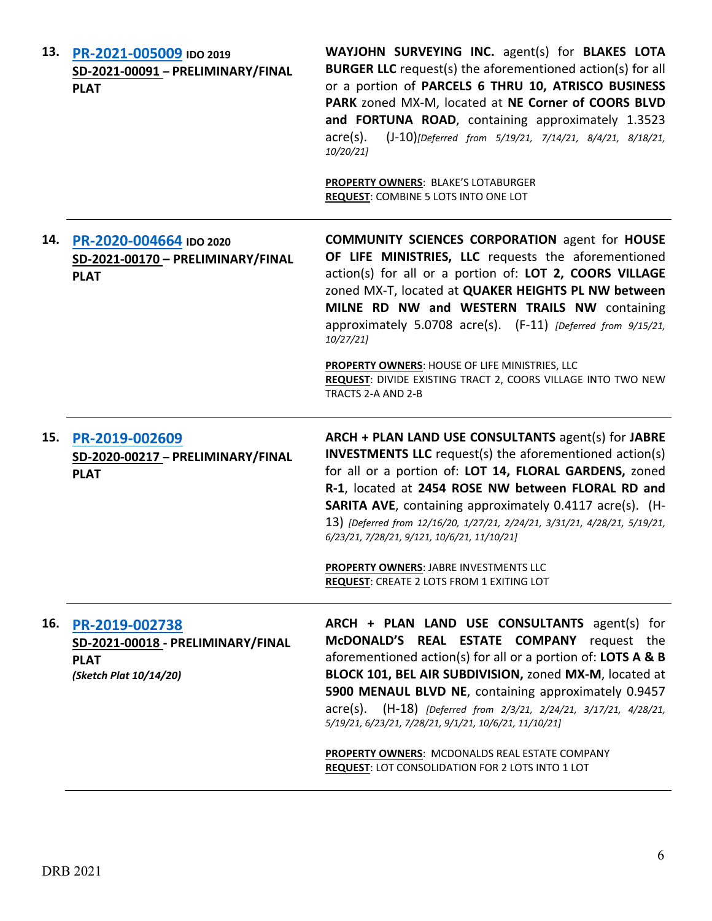**13. PR-2021-005009** **IDO 2019**
**SD-2021-00091 – PRELIMINARY/FINAL PLAT**

**WAYJOHN SURVEYING INC.** agent(s) for **BLAKES LOTA BURGER LLC** request(s) the aforementioned action(s) for all or a portion of **PARCELS 6 THRU 10, ATRISCO BUSINESS PARK** zoned MX-M, located at **NE Corner of COORS BLVD and FORTUNA ROAD**, containing approximately 1.3523 acre(s). (J-10)*[Deferred from 5/19/21, 7/14/21, 8/4/21, 8/18/21, 10/20/21]*

**PROPERTY OWNERS**: BLAKE'S LOTABURGER
**REQUEST**: COMBINE 5 LOTS INTO ONE LOT

---

**14. PR-2020-004664** **IDO 2020**
**SD-2021-00170 – PRELIMINARY/FINAL PLAT**

**COMMUNITY SCIENCES CORPORATION** agent for **HOUSE OF LIFE MINISTRIES, LLC** requests the aforementioned action(s) for all or a portion of: **LOT 2, COORS VILLAGE** zoned MX-T, located at **QUAKER HEIGHTS PL NW between MILNE RD NW and WESTERN TRAILS NW** containing approximately 5.0708 acre(s). (F-11) *[Deferred from 9/15/21, 10/27/21]*

**PROPERTY OWNERS**: HOUSE OF LIFE MINISTRIES, LLC
**REQUEST**: DIVIDE EXISTING TRACT 2, COORS VILLAGE INTO TWO NEW TRACTS 2-A AND 2-B

---

**15. PR-2019-002609**
**SD-2020-00217 – PRELIMINARY/FINAL PLAT**

**ARCH + PLAN LAND USE CONSULTANTS** agent(s) for **JABRE INVESTMENTS LLC** request(s) the aforementioned action(s) for all or a portion of: **LOT 14, FLORAL GARDENS,** zoned **R-1**, located at **2454 ROSE NW between FLORAL RD and SARITA AVE**, containing approximately 0.4117 acre(s). (H-13) *[Deferred from 12/16/20, 1/27/21, 2/24/21, 3/31/21, 4/28/21, 5/19/21, 6/23/21, 7/28/21, 9/121, 10/6/21, 11/10/21]*

**PROPERTY OWNERS**: JABRE INVESTMENTS LLC
**REQUEST**: CREATE 2 LOTS FROM 1 EXITING LOT

---

**16. PR-2019-002738**
**SD-2021-00018 - PRELIMINARY/FINAL PLAT**
***(Sketch Plat 10/14/20)***

**ARCH + PLAN LAND USE CONSULTANTS** agent(s) for **McDONALD'S REAL ESTATE COMPANY** request the aforementioned action(s) for all or a portion of: **LOTS A & B BLOCK 101, BEL AIR SUBDIVISION,** zoned **MX-M**, located at **5900 MENAUL BLVD NE**, containing approximately 0.9457 acre(s). (H-18) *[Deferred from 2/3/21, 2/24/21, 3/17/21, 4/28/21, 5/19/21, 6/23/21, 7/28/21, 9/1/21, 10/6/21, 11/10/21]*

**PROPERTY OWNERS**: MCDONALDS REAL ESTATE COMPANY
**REQUEST**: LOT CONSOLIDATION FOR 2 LOTS INTO 1 LOT

---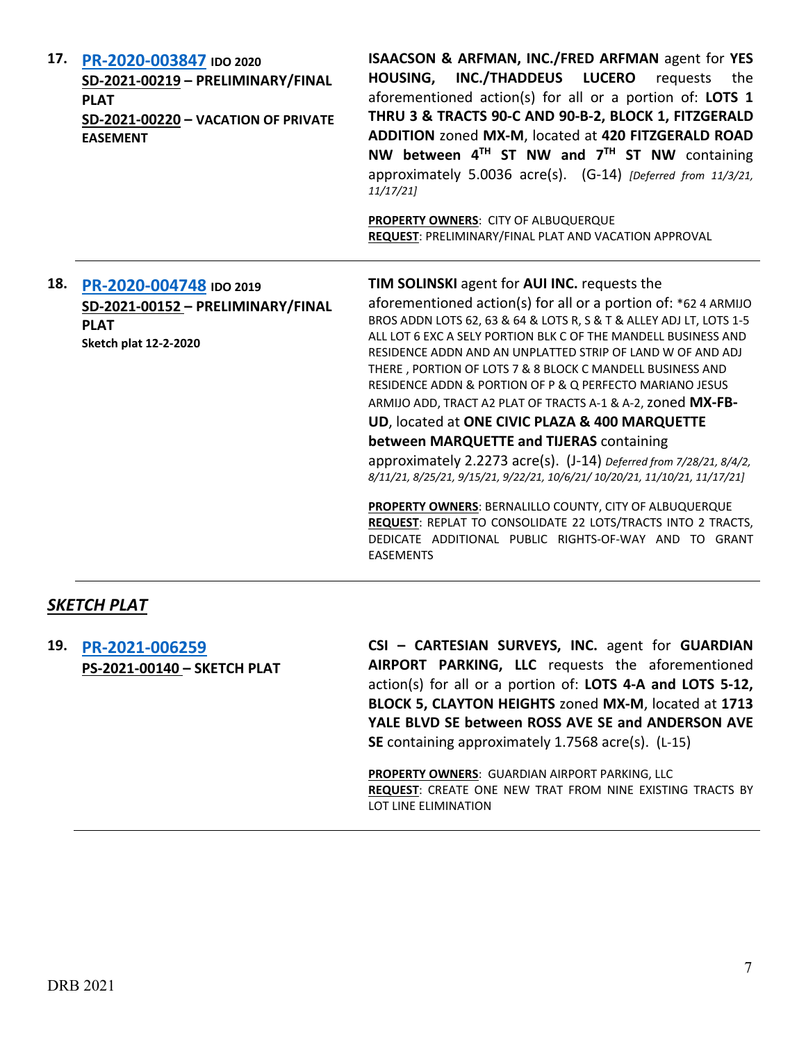**17.** **PR-2020-003847** **IDO 2020**
**SD-2021-00219 – PRELIMINARY/FINAL PLAT**
**SD-2021-00220 – VACATION OF PRIVATE EASEMENT**

**ISAACSON & ARFMAN, INC./FRED ARFMAN** agent for **YES HOUSING, INC./THADDEUS LUCERO** requests the aforementioned action(s) for all or a portion of: **LOTS 1 THRU 3 & TRACTS 90-C AND 90-B-2, BLOCK 1, FITZGERALD ADDITION** zoned **MX-M**, located at **420 FITZGERALD ROAD NW between 4TH ST NW and 7TH ST NW** containing approximately 5.0036 acre(s). (G-14) *[Deferred from 11/3/21, 11/17/21]*

**PROPERTY OWNERS**: CITY OF ALBUQUERQUE
**REQUEST**: PRELIMINARY/FINAL PLAT AND VACATION APPROVAL

---

**18.** **PR-2020-004748** **IDO 2019**
**SD-2021-00152 – PRELIMINARY/FINAL PLAT**
**Sketch plat 12-2-2020**

**TIM SOLINSKI** agent for **AUI INC.** requests the aforementioned action(s) for all or a portion of: *62 4 ARMIJO BROS ADDN LOTS 62, 63 & 64 & LOTS R, S & T & ALLEY ADJ LT, LOTS 1-5 ALL LOT 6 EXC A SELY PORTION BLK C OF THE MANDELL BUSINESS AND RESIDENCE ADDN AND AN UNPLATTED STRIP OF LAND W OF AND ADJ THERE , PORTION OF LOTS 7 & 8 BLOCK C MANDELL BUSINESS AND RESIDENCE ADDN & PORTION OF P & Q PERFECTO MARIANO JESUS ARMIJO ADD, TRACT A2 PLAT OF TRACTS A-1 & A-2, zoned **MX-FB-UD**, located at **ONE CIVIC PLAZA & 400 MARQUETTE between MARQUETTE and TIJERAS** containing approximately 2.2273 acre(s). (J-14) *Deferred from 7/28/21, 8/4/2, 8/11/21, 8/25/21, 9/15/21, 9/22/21, 10/6/21/ 10/20/21, 11/10/21, 11/17/21]*

**PROPERTY OWNERS**: BERNALILLO COUNTY, CITY OF ALBUQUERQUE
**REQUEST**: REPLAT TO CONSOLIDATE 22 LOTS/TRACTS INTO 2 TRACTS, DEDICATE ADDITIONAL PUBLIC RIGHTS-OF-WAY AND TO GRANT EASEMENTS

---

## ***SKETCH PLAT***

**19.** **PR-2021-006259**
**PS-2021-00140 – SKETCH PLAT**

**CSI – CARTESIAN SURVEYS, INC.** agent for **GUARDIAN AIRPORT PARKING, LLC** requests the aforementioned action(s) for all or a portion of: **LOTS 4-A and LOTS 5-12, BLOCK 5, CLAYTON HEIGHTS** zoned **MX-M**, located at **1713 YALE BLVD SE between ROSS AVE SE and ANDERSON AVE SE** containing approximately 1.7568 acre(s). (L-15)

**PROPERTY OWNERS**: GUARDIAN AIRPORT PARKING, LLC
**REQUEST**: CREATE ONE NEW TRAT FROM NINE EXISTING TRACTS BY LOT LINE ELIMINATION

---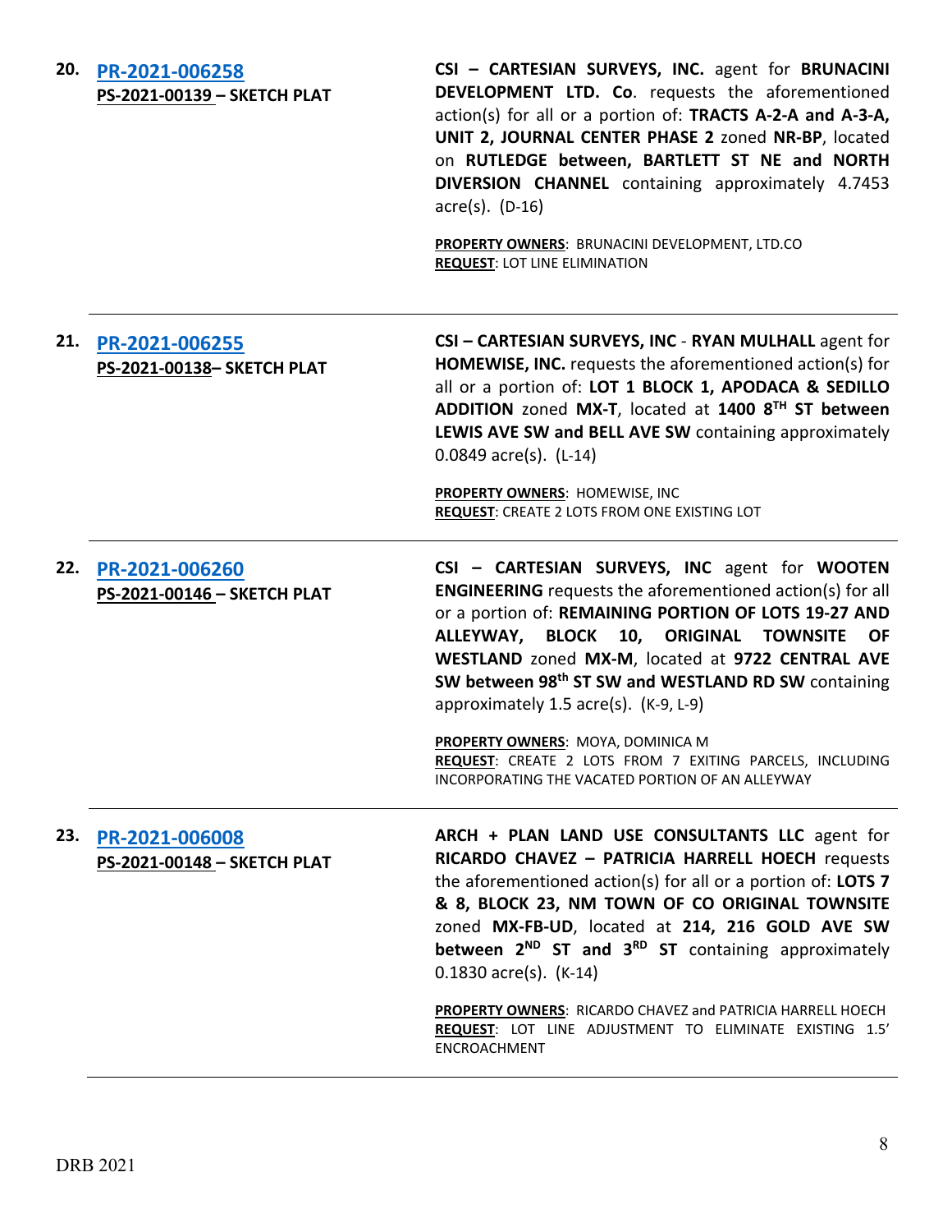**20. PR-2021-006258**
**PS-2021-00139 – SKETCH PLAT**

**CSI – CARTESIAN SURVEYS, INC.** agent for **BRUNACINI DEVELOPMENT LTD. Co**. requests the aforementioned action(s) for all or a portion of: **TRACTS A-2-A and A-3-A, UNIT 2, JOURNAL CENTER PHASE 2** zoned **NR-BP**, located on **RUTLEDGE between, BARTLETT ST NE and NORTH DIVERSION CHANNEL** containing approximately 4.7453 acre(s). (D-16)

**PROPERTY OWNERS**: BRUNACINI DEVELOPMENT, LTD.CO
**REQUEST**: LOT LINE ELIMINATION

---

**21. PR-2021-006255**
**PS-2021-00138– SKETCH PLAT**

**CSI – CARTESIAN SURVEYS, INC** - **RYAN MULHALL** agent for **HOMEWISE, INC.** requests the aforementioned action(s) for all or a portion of: **LOT 1 BLOCK 1, APODACA & SEDILLO ADDITION** zoned **MX-T**, located at **1400 8TH ST between LEWIS AVE SW and BELL AVE SW** containing approximately 0.0849 acre(s). (L-14)

**PROPERTY OWNERS**: HOMEWISE, INC
**REQUEST**: CREATE 2 LOTS FROM ONE EXISTING LOT

---

**22. PR-2021-006260**
**PS-2021-00146 – SKETCH PLAT**

**CSI – CARTESIAN SURVEYS, INC** agent for **WOOTEN ENGINEERING** requests the aforementioned action(s) for all or a portion of: **REMAINING PORTION OF LOTS 19-27 AND ALLEYWAY, BLOCK 10, ORIGINAL TOWNSITE OF WESTLAND** zoned **MX-M**, located at **9722 CENTRAL AVE SW between 98th ST SW and WESTLAND RD SW** containing approximately 1.5 acre(s). (K-9, L-9)

**PROPERTY OWNERS**: MOYA, DOMINICA M
**REQUEST**: CREATE 2 LOTS FROM 7 EXITING PARCELS, INCLUDING INCORPORATING THE VACATED PORTION OF AN ALLEYWAY

---

**23. PR-2021-006008**
**PS-2021-00148 – SKETCH PLAT**

**ARCH + PLAN LAND USE CONSULTANTS LLC** agent for **RICARDO CHAVEZ – PATRICIA HARRELL HOECH** requests the aforementioned action(s) for all or a portion of: **LOTS 7 & 8, BLOCK 23, NM TOWN OF CO ORIGINAL TOWNSITE** zoned **MX-FB-UD**, located at **214, 216 GOLD AVE SW between 2ND ST and 3RD ST** containing approximately 0.1830 acre(s). (K-14)

**PROPERTY OWNERS**: RICARDO CHAVEZ and PATRICIA HARRELL HOECH
**REQUEST**: LOT LINE ADJUSTMENT TO ELIMINATE EXISTING 1.5' ENCROACHMENT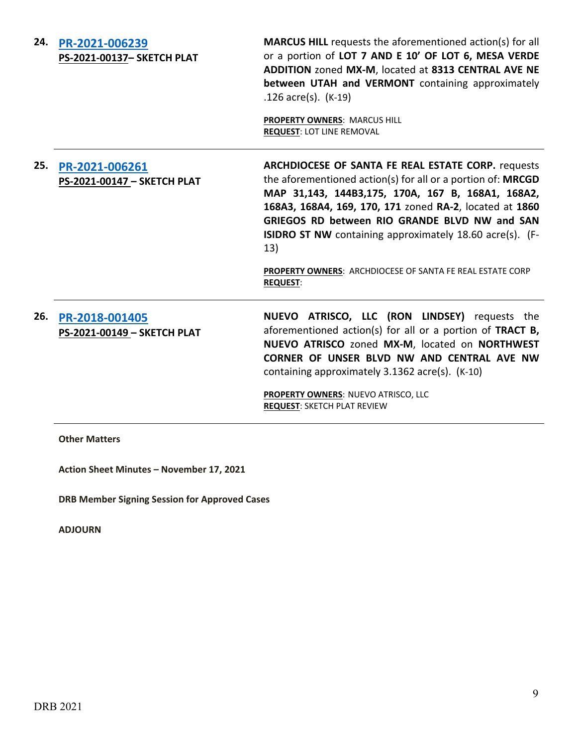**24. PR-2021-006239**
**PS-2021-00137– SKETCH PLAT**

**MARCUS HILL** requests the aforementioned action(s) for all or a portion of **LOT 7 AND E 10' OF LOT 6, MESA VERDE ADDITION** zoned **MX-M**, located at **8313 CENTRAL AVE NE between UTAH and VERMONT** containing approximately .126 acre(s). (K-19)

**PROPERTY OWNERS**: MARCUS HILL
**REQUEST**: LOT LINE REMOVAL

---

**25. PR-2021-006261**
**PS-2021-00147 – SKETCH PLAT**

**ARCHDIOCESE OF SANTA FE REAL ESTATE CORP.** requests the aforementioned action(s) for all or a portion of: **MRCGD MAP 31,143, 144B3,175, 170A, 167 B, 168A1, 168A2, 168A3, 168A4, 169, 170, 171** zoned **RA-2**, located at **1860 GRIEGOS RD between RIO GRANDE BLVD NW and SAN ISIDRO ST NW** containing approximately 18.60 acre(s). (F-13)

**PROPERTY OWNERS**: ARCHDIOCESE OF SANTA FE REAL ESTATE CORP
**REQUEST**:

---

**26. PR-2018-001405**
**PS-2021-00149 – SKETCH PLAT**

**NUEVO ATRISCO, LLC (RON LINDSEY)** requests the aforementioned action(s) for all or a portion of **TRACT B, NUEVO ATRISCO** zoned **MX-M**, located on **NORTHWEST CORNER OF UNSER BLVD NW AND CENTRAL AVE NW** containing approximately 3.1362 acre(s). (K-10)

**PROPERTY OWNERS**: NUEVO ATRISCO, LLC
**REQUEST**: SKETCH PLAT REVIEW

---

**Other Matters**

**Action Sheet Minutes – November 17, 2021**

**DRB Member Signing Session for Approved Cases**

**ADJOURN**